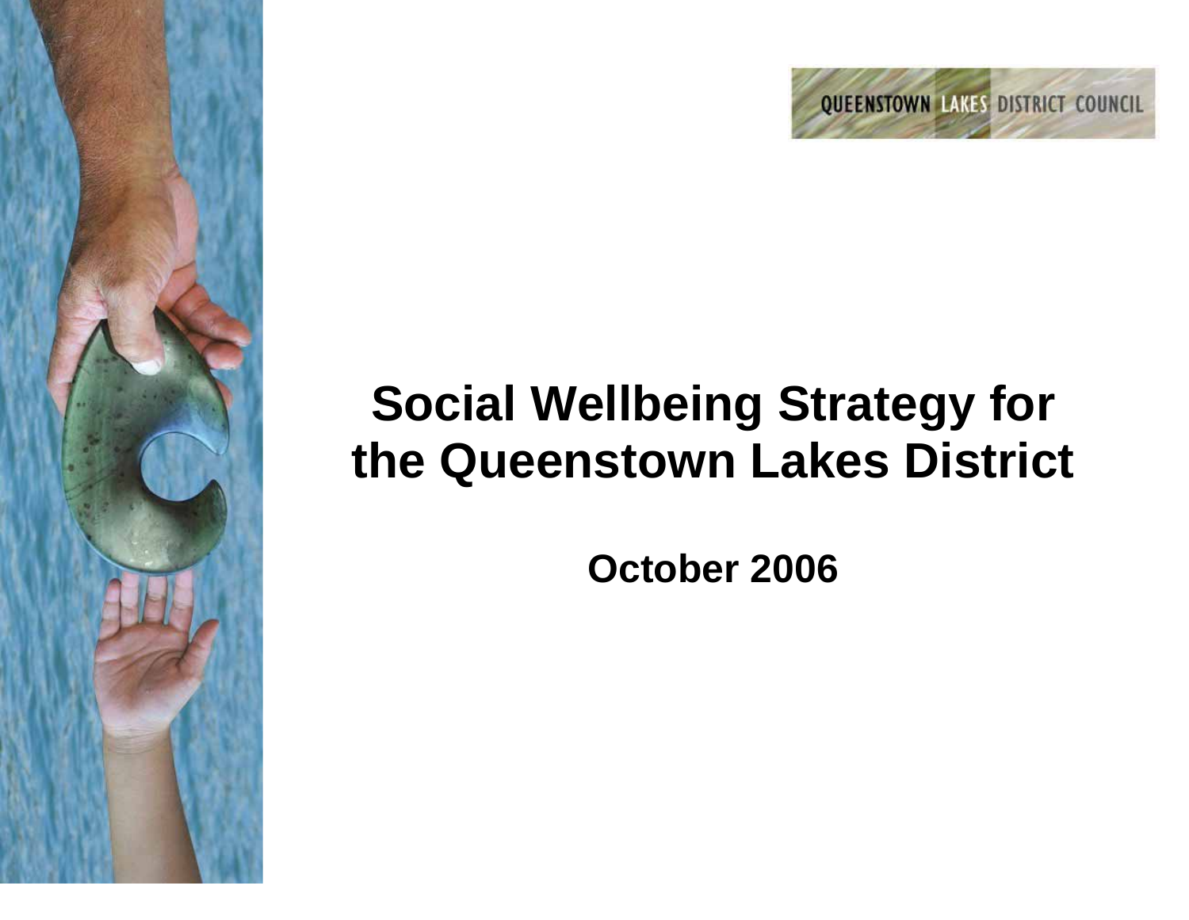QUEENSTOWN LAKES DISTRICT COUNCIL

# Social Wellbeing Strategy for the Queenstown Lakes District

**October 2006**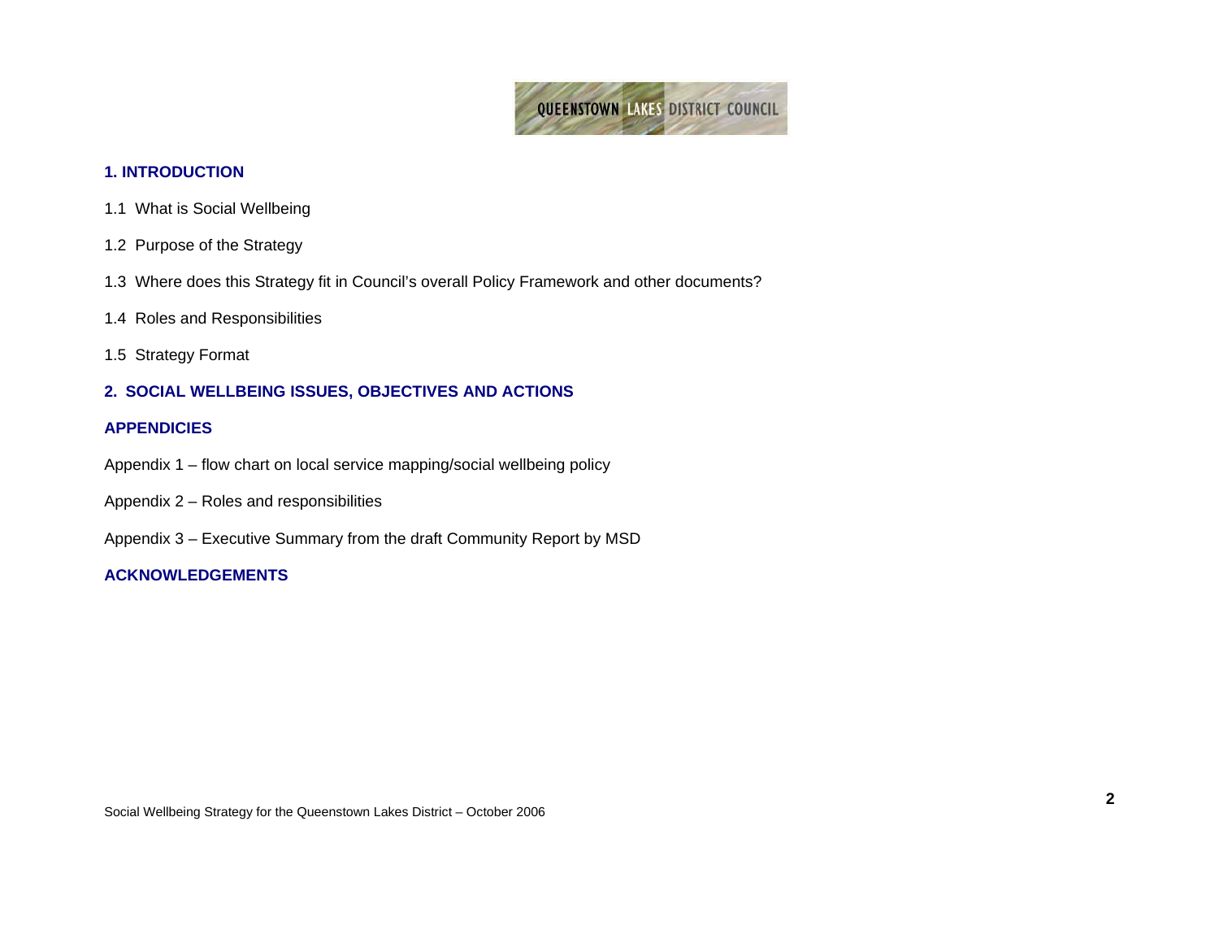## 1. INTRODUCTION

1.1 What is Social Wellbeing

1.2 Purpose of the Strategy

1.3 Where does this Strategy fit in Council's overall Policy Framework and other documents?

1.4 Roles and Responsibilities

1.5 Strategy Format

## 2. SOCIAL WELLBEING ISSUES, OBJECTIVES AND ACTIONS

## APPENDICIES

Appendix 1 – flow chart on local service mapping/social wellbeing policy

Appendix 2 – Roles and responsibilities

Appendix 3 – Executive Summary from the draft Community Report by MSD

## ACKNOWLEDGEMENTS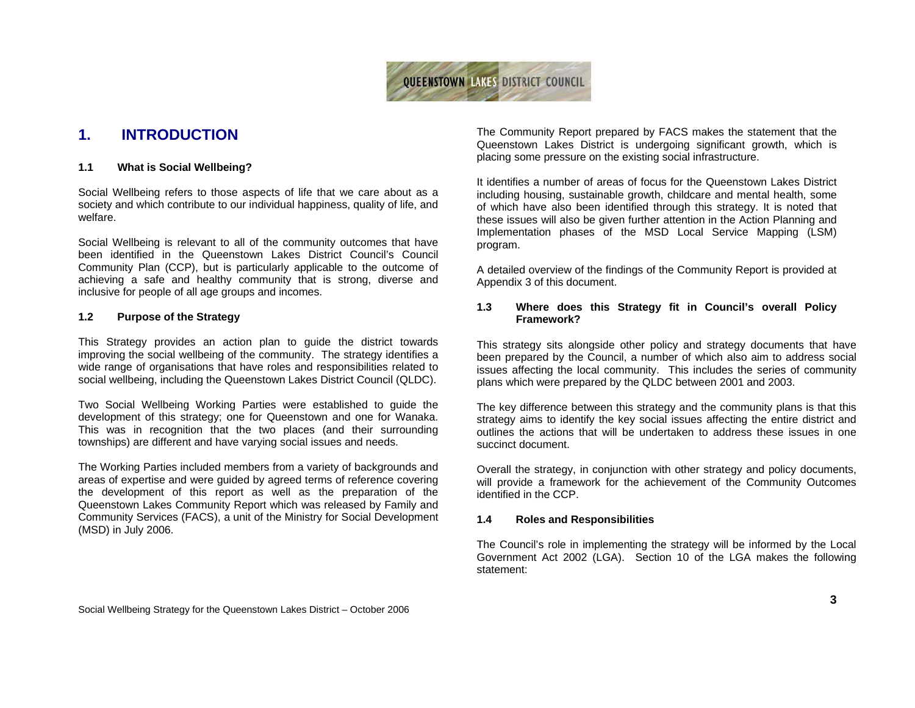# 1. INTRODUCTION

## 1.1 What is Social Wellbeing?

Social Wellbeing refers to those aspects of life that we care about as a society and which contribute to our individual happiness, quality of life, and welfare.

Social Wellbeing is relevant to all of the community outcomes that have been identified in the Queenstown Lakes District Council's Council Community Plan (CCP), but is particularly applicable to the outcome of achieving a safe and healthy community that is strong, diverse and inclusive for people of all age groups and incomes.

## 1.2 Purpose of the Strategy

This Strategy provides an action plan to guide the district towards improving the social wellbeing of the community. The strategy identifies a wide range of organisations that have roles and responsibilities related to social wellbeing, including the Queenstown Lakes District Council (QLDC).

Two Social Wellbeing Working Parties were established to guide the development of this strategy; one for Queenstown and one for Wanaka. This was in recognition that the two places (and their surrounding townships) are different and have varying social issues and needs.

The Working Parties included members from a variety of backgrounds and areas of expertise and were guided by agreed terms of reference covering the development of this report as well as the preparation of the Queenstown Lakes Community Report which was released by Family and Community Services (FACS), a unit of the Ministry for Social Development (MSD) in July 2006.

The Community Report prepared by FACS makes the statement that the Queenstown Lakes District is undergoing significant growth, which is placing some pressure on the existing social infrastructure.

It identifies a number of areas of focus for the Queenstown Lakes District including housing, sustainable growth, childcare and mental health, some of which have also been identified through this strategy. It is noted that these issues will also be given further attention in the Action Planning and Implementation phases of the MSD Local Service Mapping (LSM) program.

A detailed overview of the findings of the Community Report is provided at Appendix 3 of this document.

## 1.3 Where does this Strategy fit in Council's overall Policy Framework?

This strategy sits alongside other policy and strategy documents that have been prepared by the Council, a number of which also aim to address social issues affecting the local community. This includes the series of community plans which were prepared by the QLDC between 2001 and 2003.

The key difference between this strategy and the community plans is that this strategy aims to identify the key social issues affecting the entire district and outlines the actions that will be undertaken to address these issues in one succinct document.

Overall the strategy, in conjunction with other strategy and policy documents, will provide a framework for the achievement of the Community Outcomes identified in the CCP.

## 1.4 Roles and Responsibilities

The Council's role in implementing the strategy will be informed by the Local Government Act 2002 (LGA). Section 10 of the LGA makes the following statement: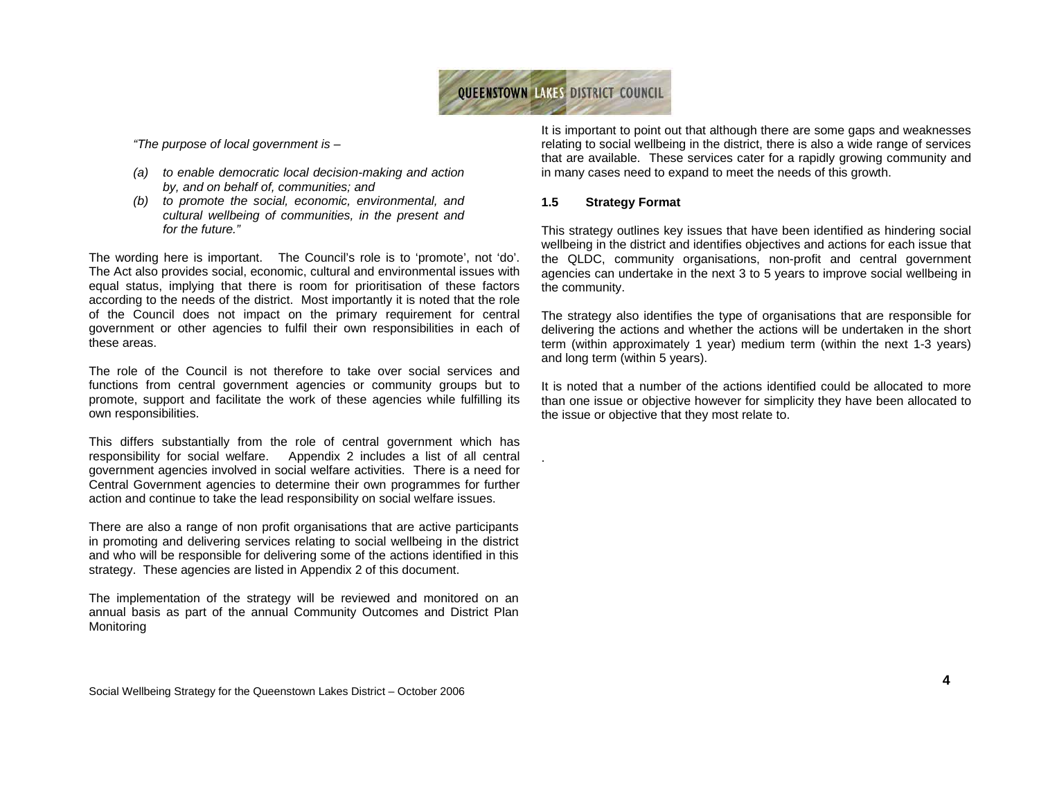*"The purpose of local government is –*

*(a) to enable democratic local decision-making and action by, and on behalf of, communities; and*

*(b) to promote the social, economic, environmental, and cultural wellbeing of communities, in the present and for the future."*

The wording here is important. The Council's role is to 'promote', not 'do'. The Act also provides social, economic, cultural and environmental issues with equal status, implying that there is room for prioritisation of these factors according to the needs of the district. Most importantly it is noted that the role of the Council does not impact on the primary requirement for central government or other agencies to fulfil their own responsibilities in each of these areas.

The role of the Council is not therefore to take over social services and functions from central government agencies or community groups but to promote, support and facilitate the work of these agencies while fulfilling its own responsibilities.

This differs substantially from the role of central government which has responsibility for social welfare. Appendix 2 includes a list of all central government agencies involved in social welfare activities. There is a need for Central Government agencies to determine their own programmes for further action and continue to take the lead responsibility on social welfare issues.

There are also a range of non profit organisations that are active participants in promoting and delivering services relating to social wellbeing in the district and who will be responsible for delivering some of the actions identified in this strategy. These agencies are listed in Appendix 2 of this document.

The implementation of the strategy will be reviewed and monitored on an annual basis as part of the annual Community Outcomes and District Plan Monitoring

It is important to point out that although there are some gaps and weaknesses relating to social wellbeing in the district, there is also a wide range of services that are available. These services cater for a rapidly growing community and in many cases need to expand to meet the needs of this growth.

### 1.5 Strategy Format

This strategy outlines key issues that have been identified as hindering social wellbeing in the district and identifies objectives and actions for each issue that the QLDC, community organisations, non-profit and central government agencies can undertake in the next 3 to 5 years to improve social wellbeing in the community.

The strategy also identifies the type of organisations that are responsible for delivering the actions and whether the actions will be undertaken in the short term (within approximately 1 year) medium term (within the next 1-3 years) and long term (within 5 years).

It is noted that a number of the actions identified could be allocated to more than one issue or objective however for simplicity they have been allocated to the issue or objective that they most relate to.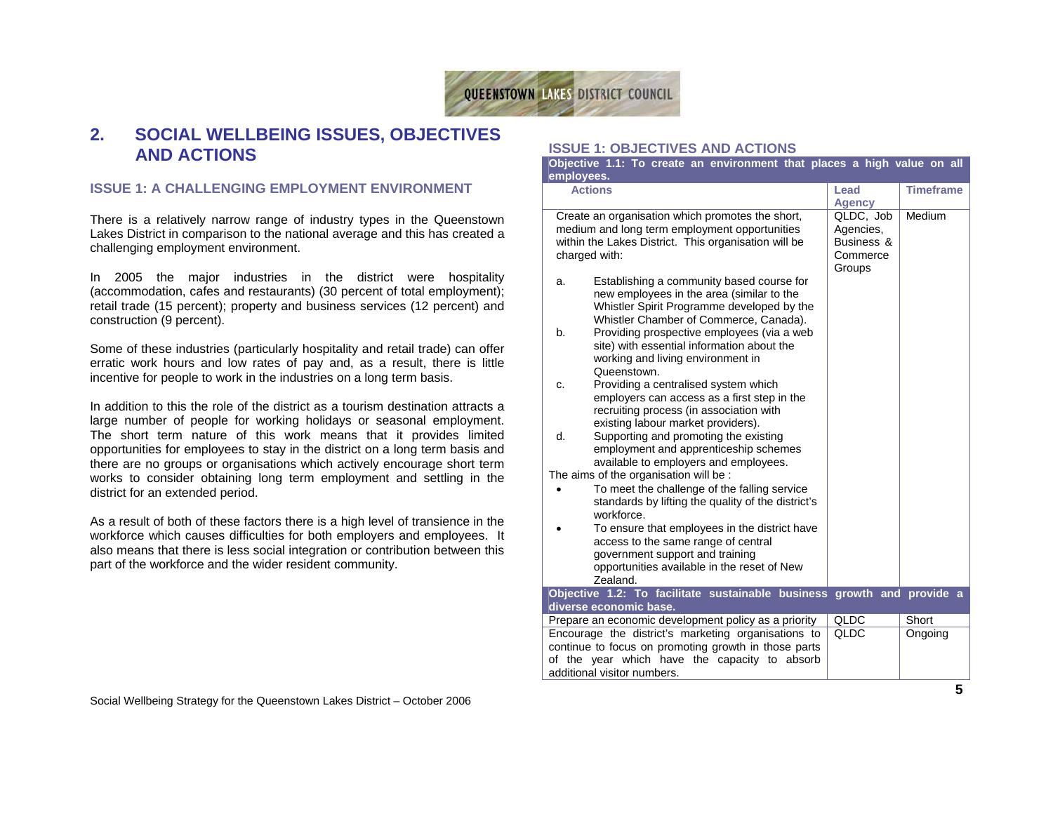# 2. SOCIAL WELLBEING ISSUES, OBJECTIVES AND ACTIONS

## ISSUE 1: A CHALLENGING EMPLOYMENT ENVIRONMENT

There is a relatively narrow range of industry types in the Queenstown Lakes District in comparison to the national average and this has created a challenging employment environment.

In 2005 the major industries in the district were hospitality (accommodation, cafes and restaurants) (30 percent of total employment); retail trade (15 percent); property and business services (12 percent) and construction (9 percent).

Some of these industries (particularly hospitality and retail trade) can offer erratic work hours and low rates of pay and, as a result, there is little incentive for people to work in the industries on a long term basis.

In addition to this the role of the district as a tourism destination attracts a large number of people for working holidays or seasonal employment. The short term nature of this work means that it provides limited opportunities for employees to stay in the district on a long term basis and there are no groups or organisations which actively encourage short term works to consider obtaining long term employment and settling in the district for an extended period.

As a result of both of these factors there is a high level of transience in the workforce which causes difficulties for both employers and employees. It also means that there is less social integration or contribution between this part of the workforce and the wider resident community.

## ISSUE 1: OBJECTIVES AND ACTIONS

| Actions | Lead Agency | Timeframe |
|---|---|---|
| **Objective 1.1: To create an environment that places a high value on all employees.** | | |
| Create an organisation which promotes the short, medium and long term employment opportunities within the Lakes District. This organisation will be charged with:<br>a. Establishing a community based course for new employees in the area (similar to the Whistler Spirit Programme developed by the Whistler Chamber of Commerce, Canada).<br>b. Providing prospective employees (via a web site) with essential information about the working and living environment in Queenstown.<br>c. Providing a centralised system which employers can access as a first step in the recruiting process (in association with existing labour market providers).<br>d. Supporting and promoting the existing employment and apprenticeship schemes available to employers and employees.<br>The aims of the organisation will be :<br>• To meet the challenge of the falling service standards by lifting the quality of the district's workforce.<br>• To ensure that employees in the district have access to the same range of central government support and training opportunities available in the reset of New Zealand. | QLDC, Job Agencies, Business & Commerce Groups | Medium |
| **Objective 1.2: To facilitate sustainable business growth and provide a diverse economic base.** | | |
| Prepare an economic development policy as a priority | QLDC | Short |
| Encourage the district's marketing organisations to continue to focus on promoting growth in those parts of the year which have the capacity to absorb additional visitor numbers. | QLDC | Ongoing |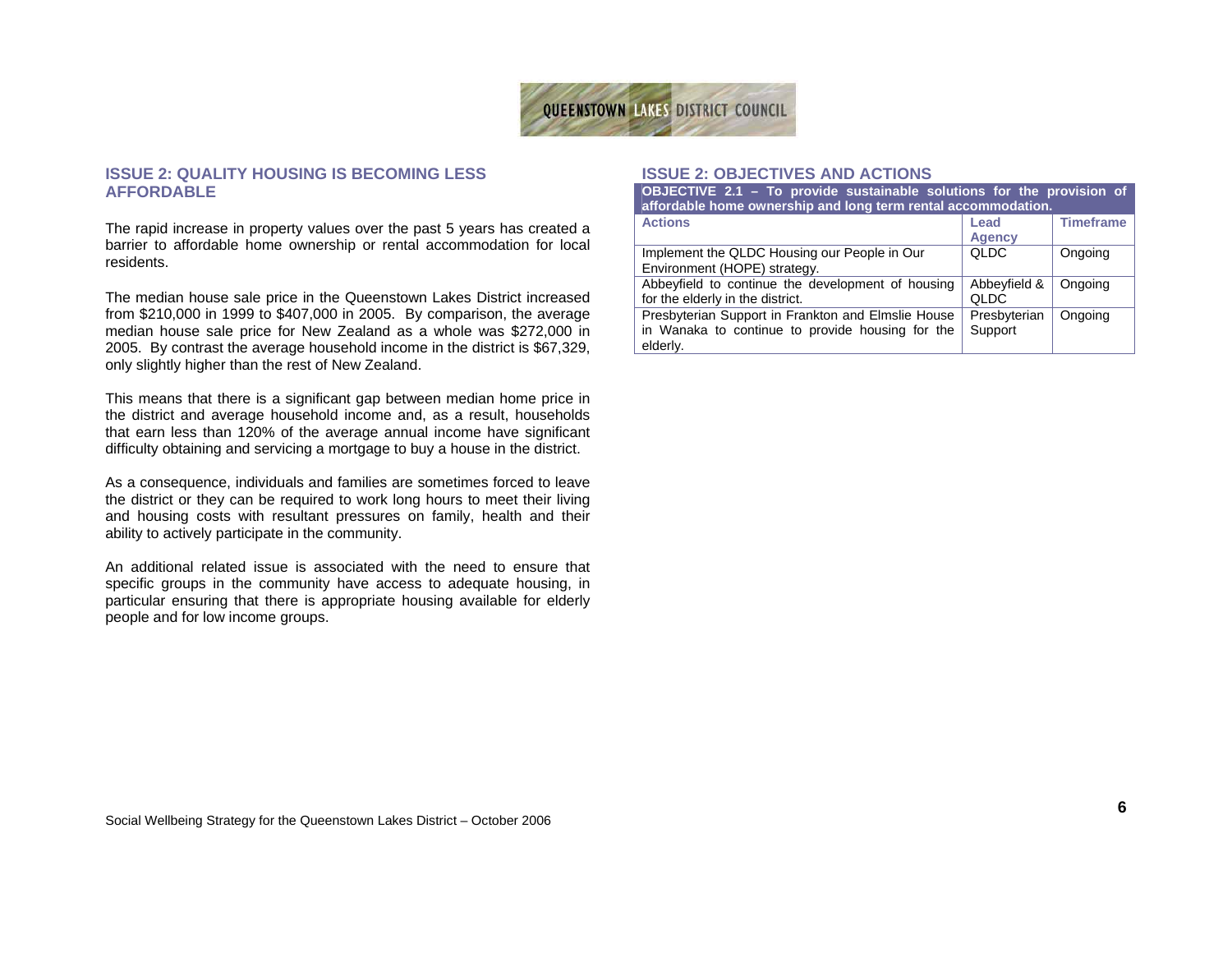## ISSUE 2: QUALITY HOUSING IS BECOMING LESS AFFORDABLE

The rapid increase in property values over the past 5 years has created a barrier to affordable home ownership or rental accommodation for local residents.

The median house sale price in the Queenstown Lakes District increased from $210,000 in 1999 to $407,000 in 2005. By comparison, the average median house sale price for New Zealand as a whole was $272,000 in 2005. By contrast the average household income in the district is $67,329, only slightly higher than the rest of New Zealand.

This means that there is a significant gap between median home price in the district and average household income and, as a result, households that earn less than 120% of the average annual income have significant difficulty obtaining and servicing a mortgage to buy a house in the district.

As a consequence, individuals and families are sometimes forced to leave the district or they can be required to work long hours to meet their living and housing costs with resultant pressures on family, health and their ability to actively participate in the community.

An additional related issue is associated with the need to ensure that specific groups in the community have access to adequate housing, in particular ensuring that there is appropriate housing available for elderly people and for low income groups.

## ISSUE 2: OBJECTIVES AND ACTIONS

**OBJECTIVE 2.1 – To provide sustainable solutions for the provision of affordable home ownership and long term rental accommodation.**

| Actions | Lead Agency | Timeframe |
|---|---|---|
| Implement the QLDC Housing our People in Our Environment (HOPE) strategy. | QLDC | Ongoing |
| Abbeyfield to continue the development of housing for the elderly in the district. | Abbeyfield & QLDC | Ongoing |
| Presbyterian Support in Frankton and Elmslie House in Wanaka to continue to provide housing for the elderly. | Presbyterian Support | Ongoing |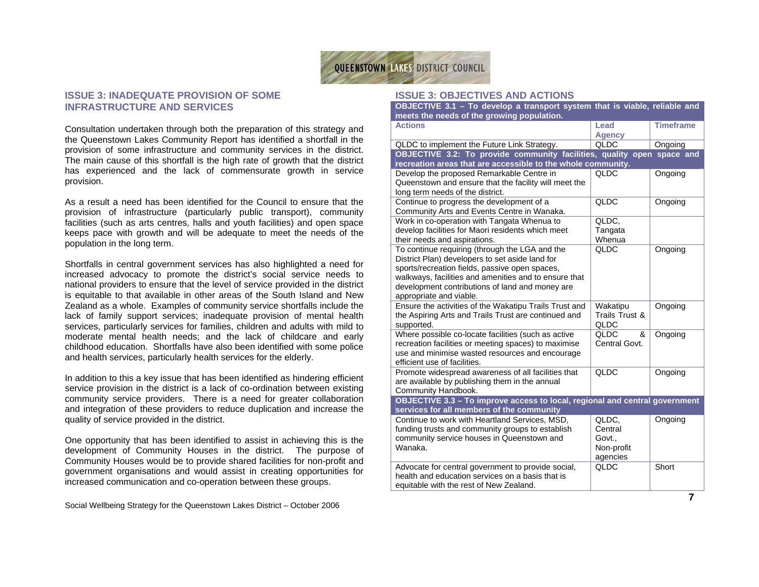## ISSUE 3: INADEQUATE PROVISION OF SOME INFRASTRUCTURE AND SERVICES

Consultation undertaken through both the preparation of this strategy and the Queenstown Lakes Community Report has identified a shortfall in the provision of some infrastructure and community services in the district. The main cause of this shortfall is the high rate of growth that the district has experienced and the lack of commensurate growth in service provision.

As a result a need has been identified for the Council to ensure that the provision of infrastructure (particularly public transport), community facilities (such as arts centres, halls and youth facilities) and open space keeps pace with growth and will be adequate to meet the needs of the population in the long term.

Shortfalls in central government services has also highlighted a need for increased advocacy to promote the district's social service needs to national providers to ensure that the level of service provided in the district is equitable to that available in other areas of the South Island and New Zealand as a whole. Examples of community service shortfalls include the lack of family support services; inadequate provision of mental health services, particularly services for families, children and adults with mild to moderate mental health needs; and the lack of childcare and early childhood education. Shortfalls have also been identified with some police and health services, particularly health services for the elderly.

In addition to this a key issue that has been identified as hindering efficient service provision in the district is a lack of co-ordination between existing community service providers. There is a need for greater collaboration and integration of these providers to reduce duplication and increase the quality of service provided in the district.

One opportunity that has been identified to assist in achieving this is the development of Community Houses in the district. The purpose of Community Houses would be to provide shared facilities for non-profit and government organisations and would assist in creating opportunities for increased communication and co-operation between these groups.

## ISSUE 3: OBJECTIVES AND ACTIONS

| **OBJECTIVE 3.1 – To develop a transport system that is viable, reliable and meets the needs of the growing population.** | | |
|---|---|---|
| **Actions** | **Lead Agency** | **Timeframe** |
| QLDC to implement the Future Link Strategy. | QLDC | Ongoing |
| **OBJECTIVE 3.2: To provide community facilities, quality open space and recreation areas that are accessible to the whole community.** | | |
| Develop the proposed Remarkable Centre in Queenstown and ensure that the facility will meet the long term needs of the district. | QLDC | Ongoing |
| Continue to progress the development of a Community Arts and Events Centre in Wanaka. | QLDC | Ongoing |
| Work in co-operation with Tangata Whenua to develop facilities for Maori residents which meet their needs and aspirations. | QLDC, Tangata Whenua | |
| To continue requiring (through the LGA and the District Plan) developers to set aside land for sports/recreation fields, passive open spaces, walkways, facilities and amenities and to ensure that development contributions of land and money are appropriate and viable. | QLDC | Ongoing |
| Ensure the activities of the Wakatipu Trails Trust and the Aspiring Arts and Trails Trust are continued and supported. | Wakatipu Trails Trust & QLDC | Ongoing |
| Where possible co-locate facilities (such as active recreation facilities or meeting spaces) to maximise use and minimise wasted resources and encourage efficient use of facilities. | QLDC & Central Govt. | Ongoing |
| Promote widespread awareness of all facilities that are available by publishing them in the annual Community Handbook. | QLDC | Ongoing |
| **OBJECTIVE 3.3 – To improve access to local, regional and central government services for all members of the community** | | |
| Continue to work with Heartland Services, MSD, funding trusts and community groups to establish community service houses in Queenstown and Wanaka. | QLDC, Central Govt., Non-profit agencies | Ongoing |
| Advocate for central government to provide social, health and education services on a basis that is equitable with the rest of New Zealand. | QLDC | Short |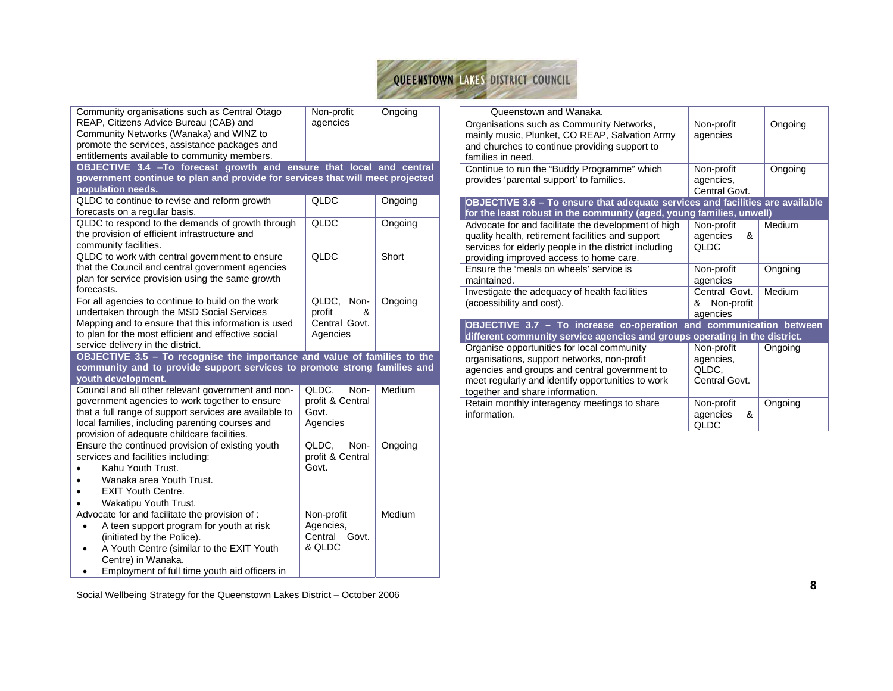| | | |
|---|---|---|
| Community organisations such as Central Otago REAP, Citizens Advice Bureau (CAB) and Community Networks (Wanaka) and WINZ to promote the services, assistance packages and entitlements available to community members. | Non-profit agencies | Ongoing |
| **OBJECTIVE 3.4 –To forecast growth and ensure that local and central government continue to plan and provide for services that will meet projected population needs.** | | |
| QLDC to continue to revise and reform growth forecasts on a regular basis. | QLDC | Ongoing |
| QLDC to respond to the demands of growth through the provision of efficient infrastructure and community facilities. | QLDC | Ongoing |
| QLDC to work with central government to ensure that the Council and central government agencies plan for service provision using the same growth forecasts. | QLDC | Short |
| For all agencies to continue to build on the work undertaken through the MSD Social Services Mapping and to ensure that this information is used to plan for the most efficient and effective social service delivery in the district. | QLDC, Non-profit & Central Govt. Agencies | Ongoing |
| **OBJECTIVE 3.5 – To recognise the importance and value of families to the community and to provide support services to promote strong families and youth development.** | | |
| Council and all other relevant government and non-government agencies to work together to ensure that a full range of support services are available to local families, including parenting courses and provision of adequate childcare facilities. | QLDC, Non-profit & Central Govt. Agencies | Medium |
| Ensure the continued provision of existing youth services and facilities including:<br>• Kahu Youth Trust.<br>• Wanaka area Youth Trust.<br>• EXIT Youth Centre.<br>• Wakatipu Youth Trust. | QLDC, Non-profit & Central Govt. | Ongoing |
| Advocate for and facilitate the provision of :<br>• A teen support program for youth at risk (initiated by the Police).<br>• A Youth Centre (similar to the EXIT Youth Centre) in Wanaka.<br>• Employment of full time youth aid officers in Queenstown and Wanaka. | Non-profit Agencies, Central Govt. & QLDC | Medium |
| Organisations such as Community Networks, mainly music, Plunket, CO REAP, Salvation Army and churches to continue providing support to families in need. | Non-profit agencies | Ongoing |
| Continue to run the "Buddy Programme" which provides 'parental support' to families. | Non-profit agencies, Central Govt. | Ongoing |
| **OBJECTIVE 3.6 – To ensure that adequate services and facilities are available for the least robust in the community (aged, young families, unwell)** | | |
| Advocate for and facilitate the development of high quality health, retirement facilities and support services for elderly people in the district including providing improved access to home care. | Non-profit agencies & QLDC | Medium |
| Ensure the 'meals on wheels' service is maintained. | Non-profit agencies | Ongoing |
| Investigate the adequacy of health facilities (accessibility and cost). | Central Govt. & Non-profit agencies | Medium |
| **OBJECTIVE 3.7 – To increase co-operation and communication between different community service agencies and groups operating in the district.** | | |
| Organise opportunities for local community organisations, support networks, non-profit agencies and groups and central government to meet regularly and identify opportunities to work together and share information. | Non-profit agencies, QLDC, Central Govt. | Ongoing |
| Retain monthly interagency meetings to share information. | Non-profit agencies & QLDC | Ongoing |

Social Wellbeing Strategy for the Queenstown Lakes District – October 2006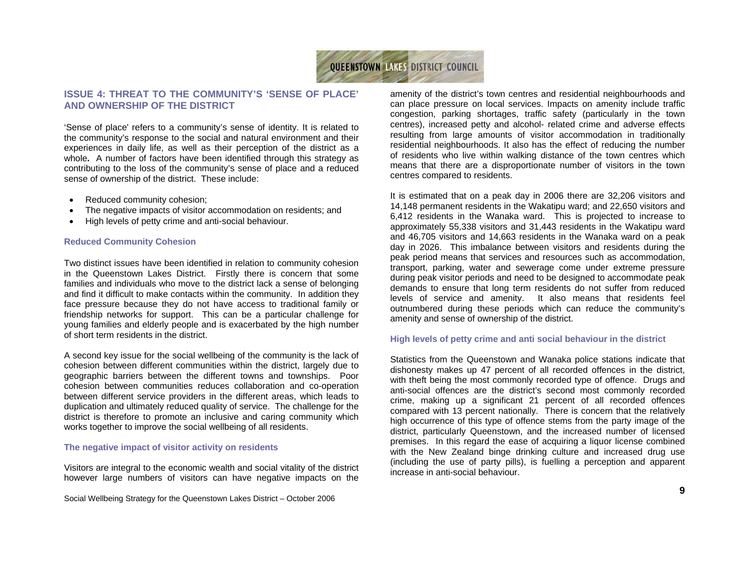## ISSUE 4: THREAT TO THE COMMUNITY'S 'SENSE OF PLACE' AND OWNERSHIP OF THE DISTRICT

'Sense of place' refers to a community's sense of identity. It is related to the community's response to the social and natural environment and their experiences in daily life, as well as their perception of the district as a whole**.** A number of factors have been identified through this strategy as contributing to the loss of the community's sense of place and a reduced sense of ownership of the district. These include:

- Reduced community cohesion;
- The negative impacts of visitor accommodation on residents; and
- High levels of petty crime and anti-social behaviour.

### Reduced Community Cohesion

Two distinct issues have been identified in relation to community cohesion in the Queenstown Lakes District. Firstly there is concern that some families and individuals who move to the district lack a sense of belonging and find it difficult to make contacts within the community. In addition they face pressure because they do not have access to traditional family or friendship networks for support. This can be a particular challenge for young families and elderly people and is exacerbated by the high number of short term residents in the district.

A second key issue for the social wellbeing of the community is the lack of cohesion between different communities within the district, largely due to geographic barriers between the different towns and townships. Poor cohesion between communities reduces collaboration and co-operation between different service providers in the different areas, which leads to duplication and ultimately reduced quality of service. The challenge for the district is therefore to promote an inclusive and caring community which works together to improve the social wellbeing of all residents.

### The negative impact of visitor activity on residents

Visitors are integral to the economic wealth and social vitality of the district however large numbers of visitors can have negative impacts on the amenity of the district's town centres and residential neighbourhoods and can place pressure on local services. Impacts on amenity include traffic congestion, parking shortages, traffic safety (particularly in the town centres), increased petty and alcohol- related crime and adverse effects resulting from large amounts of visitor accommodation in traditionally residential neighbourhoods. It also has the effect of reducing the number of residents who live within walking distance of the town centres which means that there are a disproportionate number of visitors in the town centres compared to residents.

It is estimated that on a peak day in 2006 there are 32,206 visitors and 14,148 permanent residents in the Wakatipu ward; and 22,650 visitors and 6,412 residents in the Wanaka ward. This is projected to increase to approximately 55,338 visitors and 31,443 residents in the Wakatipu ward and 46,705 visitors and 14,663 residents in the Wanaka ward on a peak day in 2026. This imbalance between visitors and residents during the peak period means that services and resources such as accommodation, transport, parking, water and sewerage come under extreme pressure during peak visitor periods and need to be designed to accommodate peak demands to ensure that long term residents do not suffer from reduced levels of service and amenity. It also means that residents feel outnumbered during these periods which can reduce the community's amenity and sense of ownership of the district.

### High levels of petty crime and anti social behaviour in the district

Statistics from the Queenstown and Wanaka police stations indicate that dishonesty makes up 47 percent of all recorded offences in the district, with theft being the most commonly recorded type of offence. Drugs and anti-social offences are the district's second most commonly recorded crime, making up a significant 21 percent of all recorded offences compared with 13 percent nationally. There is concern that the relatively high occurrence of this type of offence stems from the party image of the district, particularly Queenstown, and the increased number of licensed premises. In this regard the ease of acquiring a liquor license combined with the New Zealand binge drinking culture and increased drug use (including the use of party pills), is fuelling a perception and apparent increase in anti-social behaviour.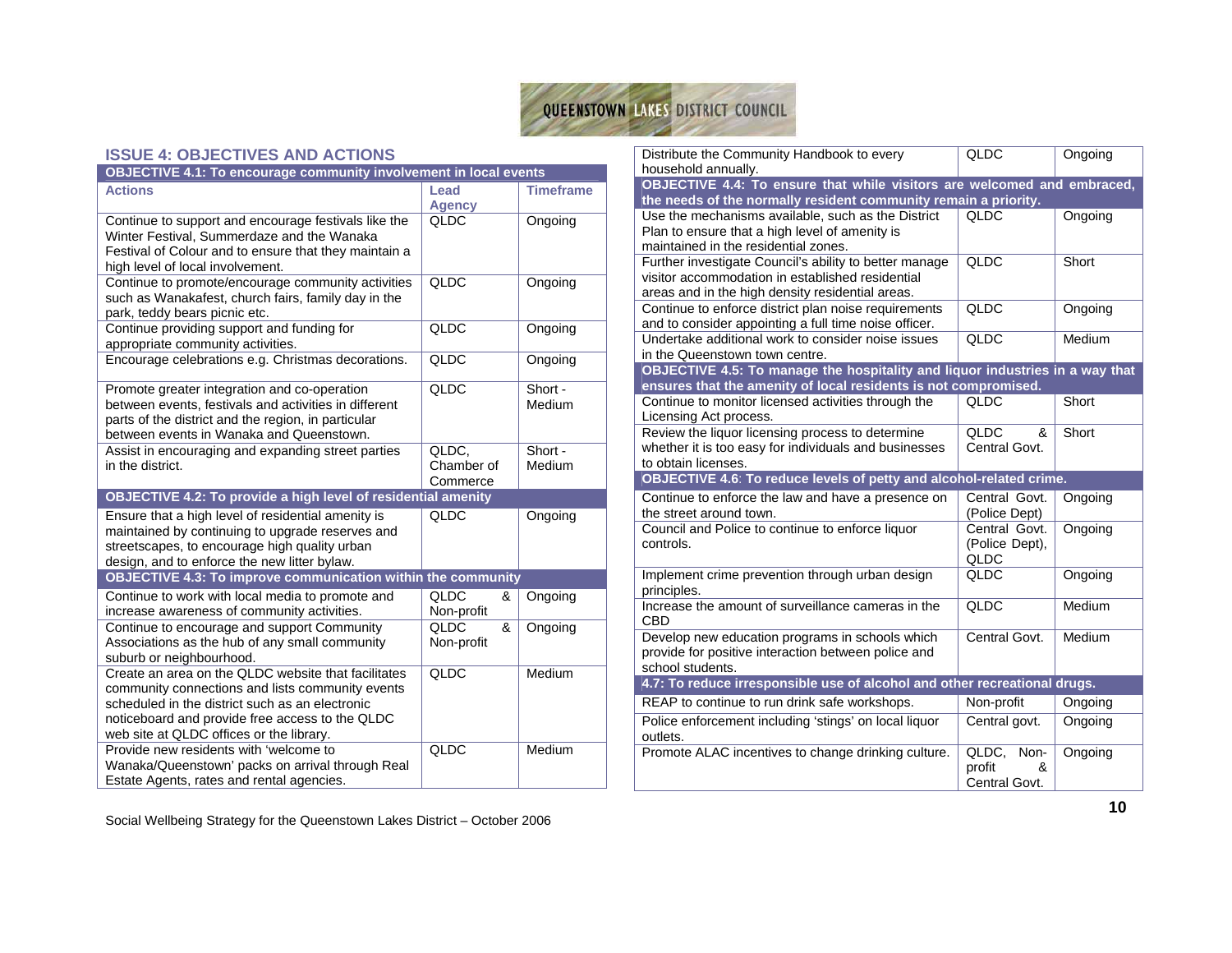## ISSUE 4: OBJECTIVES AND ACTIONS

| Actions | Lead Agency | Timeframe |
|---|---|---|
| **OBJECTIVE 4.1: To encourage community involvement in local events** | | |
| Continue to support and encourage festivals like the Winter Festival, Summerdaze and the Wanaka Festival of Colour and to ensure that they maintain a high level of local involvement. | QLDC | Ongoing |
| Continue to promote/encourage community activities such as Wanakafest, church fairs, family day in the park, teddy bears picnic etc. | QLDC | Ongoing |
| Continue providing support and funding for appropriate community activities. | QLDC | Ongoing |
| Encourage celebrations e.g. Christmas decorations. | QLDC | Ongoing |
| Promote greater integration and co-operation between events, festivals and activities in different parts of the district and the region, in particular between events in Wanaka and Queenstown. | QLDC | Short - Medium |
| Assist in encouraging and expanding street parties in the district. | QLDC, Chamber of Commerce | Short - Medium |
| **OBJECTIVE 4.2: To provide a high level of residential amenity** | | |
| Ensure that a high level of residential amenity is maintained by continuing to upgrade reserves and streetscapes, to encourage high quality urban design, and to enforce the new litter bylaw. | QLDC | Ongoing |
| **OBJECTIVE 4.3: To improve communication within the community** | | |
| Continue to work with local media to promote and increase awareness of community activities. | QLDC & Non-profit | Ongoing |
| Continue to encourage and support Community Associations as the hub of any small community suburb or neighbourhood. | QLDC & Non-profit | Ongoing |
| Create an area on the QLDC website that facilitates community connections and lists community events scheduled in the district such as an electronic noticeboard and provide free access to the QLDC web site at QLDC offices or the library. | QLDC | Medium |
| Provide new residents with 'welcome to Wanaka/Queenstown' packs on arrival through Real Estate Agents, rates and rental agencies. | QLDC | Medium |
| Distribute the Community Handbook to every household annually. | QLDC | Ongoing |
| **OBJECTIVE 4.4: To ensure that while visitors are welcomed and embraced, the needs of the normally resident community remain a priority.** | | |
| Use the mechanisms available, such as the District Plan to ensure that a high level of amenity is maintained in the residential zones. | QLDC | Ongoing |
| Further investigate Council's ability to better manage visitor accommodation in established residential areas and in the high density residential areas. | QLDC | Short |
| Continue to enforce district plan noise requirements and to consider appointing a full time noise officer. | QLDC | Ongoing |
| Undertake additional work to consider noise issues in the Queenstown town centre. | QLDC | Medium |
| **OBJECTIVE 4.5: To manage the hospitality and liquor industries in a way that ensures that the amenity of local residents is not compromised.** | | |
| Continue to monitor licensed activities through the Licensing Act process. | QLDC | Short |
| Review the liquor licensing process to determine whether it is too easy for individuals and businesses to obtain licenses. | QLDC & Central Govt. | Short |
| **OBJECTIVE 4.6: To reduce levels of petty and alcohol-related crime.** | | |
| Continue to enforce the law and have a presence on the street around town. | Central Govt. (Police Dept) | Ongoing |
| Council and Police to continue to enforce liquor controls. | Central Govt. (Police Dept), QLDC | Ongoing |
| Implement crime prevention through urban design principles. | QLDC | Ongoing |
| Increase the amount of surveillance cameras in the CBD | QLDC | Medium |
| Develop new education programs in schools which provide for positive interaction between police and school students. | Central Govt. | Medium |
| **4.7: To reduce irresponsible use of alcohol and other recreational drugs.** | | |
| REAP to continue to run drink safe workshops. | Non-profit | Ongoing |
| Police enforcement including 'stings' on local liquor outlets. | Central govt. | Ongoing |
| Promote ALAC incentives to change drinking culture. | QLDC, Non-profit & Central Govt. | Ongoing |

Social Wellbeing Strategy for the Queenstown Lakes District – October 2006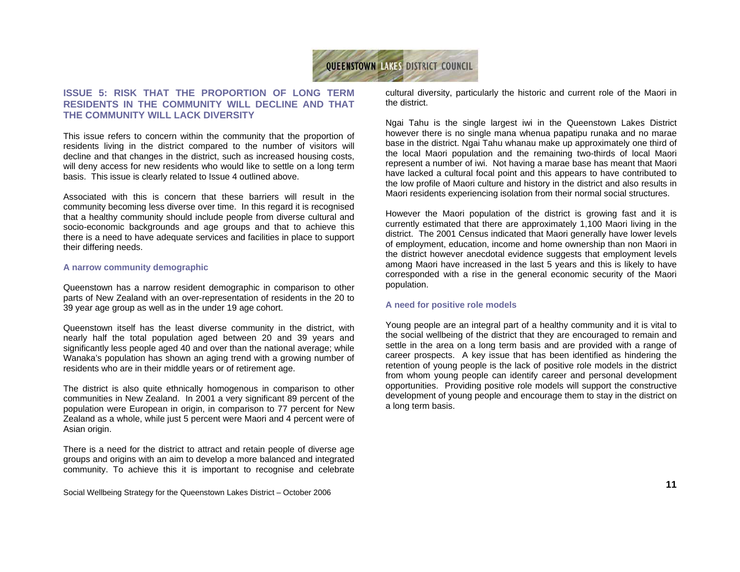## ISSUE 5: RISK THAT THE PROPORTION OF LONG TERM RESIDENTS IN THE COMMUNITY WILL DECLINE AND THAT THE COMMUNITY WILL LACK DIVERSITY

This issue refers to concern within the community that the proportion of residents living in the district compared to the number of visitors will decline and that changes in the district, such as increased housing costs, will deny access for new residents who would like to settle on a long term basis. This issue is clearly related to Issue 4 outlined above.

Associated with this is concern that these barriers will result in the community becoming less diverse over time. In this regard it is recognised that a healthy community should include people from diverse cultural and socio-economic backgrounds and age groups and that to achieve this there is a need to have adequate services and facilities in place to support their differing needs.

### A narrow community demographic

Queenstown has a narrow resident demographic in comparison to other parts of New Zealand with an over-representation of residents in the 20 to 39 year age group as well as in the under 19 age cohort.

Queenstown itself has the least diverse community in the district, with nearly half the total population aged between 20 and 39 years and significantly less people aged 40 and over than the national average; while Wanaka's population has shown an aging trend with a growing number of residents who are in their middle years or of retirement age.

The district is also quite ethnically homogenous in comparison to other communities in New Zealand. In 2001 a very significant 89 percent of the population were European in origin, in comparison to 77 percent for New Zealand as a whole, while just 5 percent were Maori and 4 percent were of Asian origin.

There is a need for the district to attract and retain people of diverse age groups and origins with an aim to develop a more balanced and integrated community. To achieve this it is important to recognise and celebrate cultural diversity, particularly the historic and current role of the Maori in the district.

Ngai Tahu is the single largest iwi in the Queenstown Lakes District however there is no single mana whenua papatipu runaka and no marae base in the district. Ngai Tahu whanau make up approximately one third of the local Maori population and the remaining two-thirds of local Maori represent a number of iwi. Not having a marae base has meant that Maori have lacked a cultural focal point and this appears to have contributed to the low profile of Maori culture and history in the district and also results in Maori residents experiencing isolation from their normal social structures.

However the Maori population of the district is growing fast and it is currently estimated that there are approximately 1,100 Maori living in the district. The 2001 Census indicated that Maori generally have lower levels of employment, education, income and home ownership than non Maori in the district however anecdotal evidence suggests that employment levels among Maori have increased in the last 5 years and this is likely to have corresponded with a rise in the general economic security of the Maori population.

### A need for positive role models

Young people are an integral part of a healthy community and it is vital to the social wellbeing of the district that they are encouraged to remain and settle in the area on a long term basis and are provided with a range of career prospects. A key issue that has been identified as hindering the retention of young people is the lack of positive role models in the district from whom young people can identify career and personal development opportunities. Providing positive role models will support the constructive development of young people and encourage them to stay in the district on a long term basis.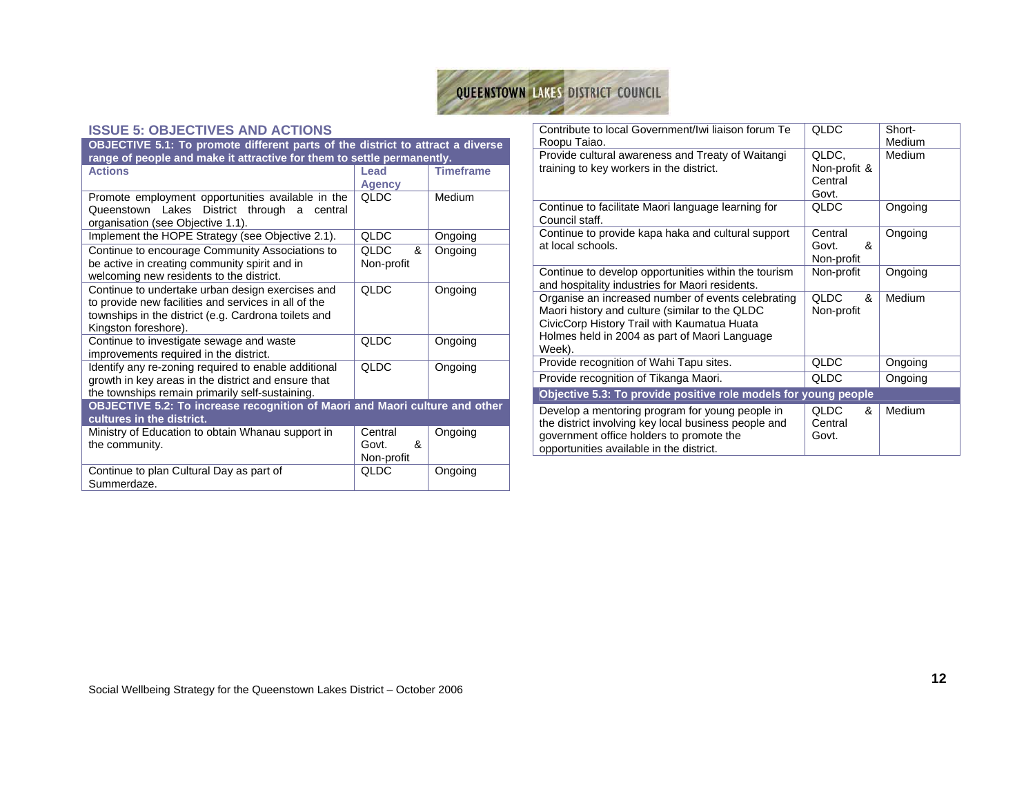## ISSUE 5: OBJECTIVES AND ACTIONS

| Actions | Lead Agency | Timeframe |
|---|---|---|
| **OBJECTIVE 5.1: To promote different parts of the district to attract a diverse range of people and make it attractive for them to settle permanently.** | | |
| Promote employment opportunities available in the Queenstown Lakes District through a central organisation (see Objective 1.1). | QLDC | Medium |
| Implement the HOPE Strategy (see Objective 2.1). | QLDC | Ongoing |
| Continue to encourage Community Associations to be active in creating community spirit and in welcoming new residents to the district. | QLDC & Non-profit | Ongoing |
| Continue to undertake urban design exercises and to provide new facilities and services in all of the townships in the district (e.g. Cardrona toilets and Kingston foreshore). | QLDC | Ongoing |
| Continue to investigate sewage and waste improvements required in the district. | QLDC | Ongoing |
| Identify any re-zoning required to enable additional growth in key areas in the district and ensure that the townships remain primarily self-sustaining. | QLDC | Ongoing |
| **OBJECTIVE 5.2: To increase recognition of Maori and Maori culture and other cultures in the district.** | | |
| Ministry of Education to obtain Whanau support in the community. | Central Govt. & Non-profit | Ongoing |
| Continue to plan Cultural Day as part of Summerdaze. | QLDC | Ongoing |
| Contribute to local Government/Iwi liaison forum Te Roopu Taiao. | QLDC | Short-Medium |
| Provide cultural awareness and Treaty of Waitangi training to key workers in the district. | QLDC, Non-profit & Central Govt. | Medium |
| Continue to facilitate Maori language learning for Council staff. | QLDC | Ongoing |
| Continue to provide kapa haka and cultural support at local schools. | Central Govt. & Non-profit | Ongoing |
| Continue to develop opportunities within the tourism and hospitality industries for Maori residents. | Non-profit | Ongoing |
| Organise an increased number of events celebrating Maori history and culture (similar to the QLDC CivicCorp History Trail with Kaumatua Huata Holmes held in 2004 as part of Maori Language Week). | QLDC & Non-profit | Medium |
| Provide recognition of Wahi Tapu sites. | QLDC | Ongoing |
| Provide recognition of Tikanga Maori. | QLDC | Ongoing |
| **Objective 5.3: To provide positive role models for young people** | | |
| Develop a mentoring program for young people in the district involving key local business people and government office holders to promote the opportunities available in the district. | QLDC & Central Govt. | Medium |

Social Wellbeing Strategy for the Queenstown Lakes District – October 2006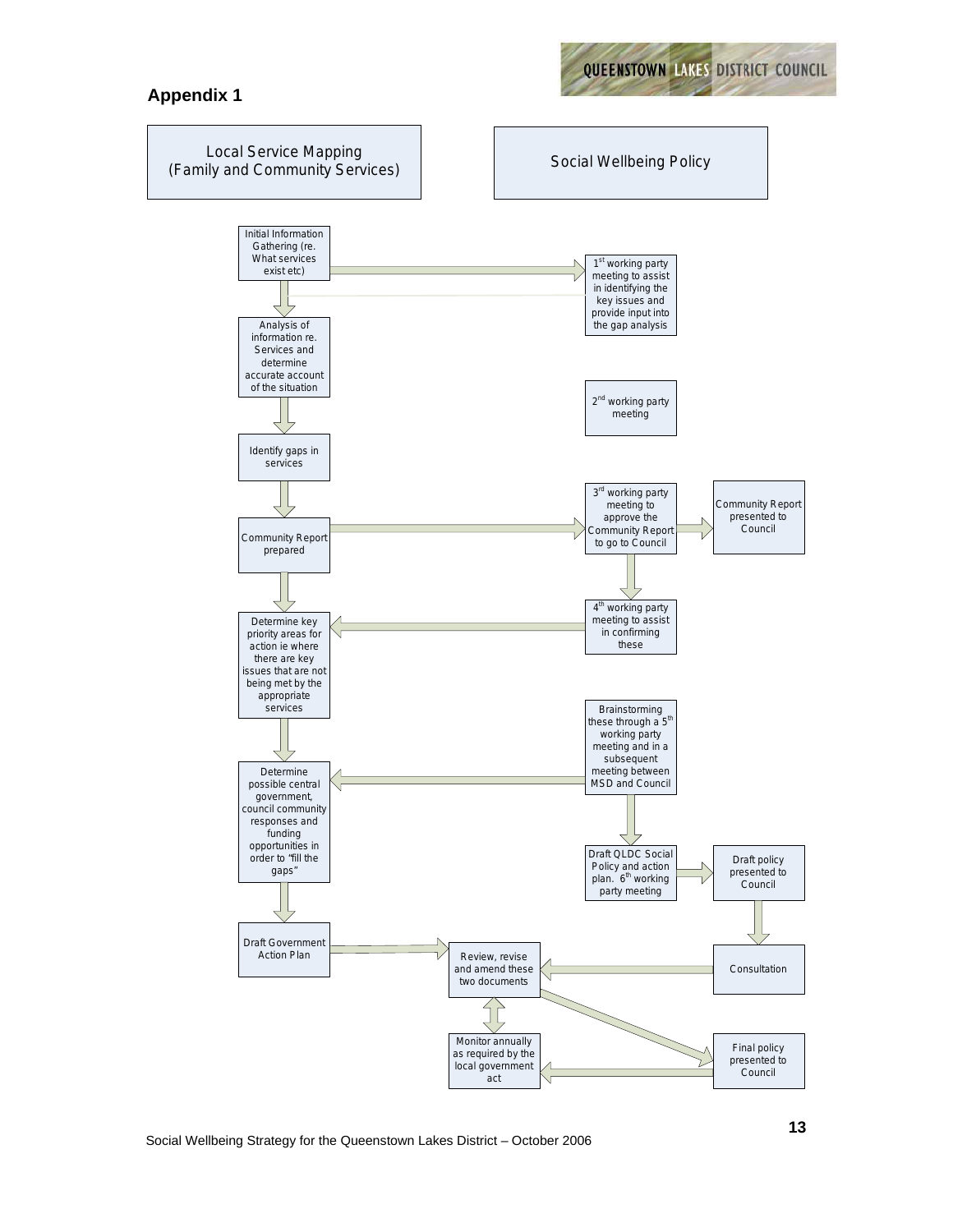## Appendix 1

**Local Service Mapping (Family and Community Services)**

**Social Wellbeing Policy**

Initial Information Gathering (re. What services exist etc)

1st working party meeting to assist in identifying the key issues and provide input into the gap analysis

Analysis of information re. Services and determine accurate account of the situation

2nd working party meeting

Identify gaps in services

3rd working party meeting to approve the Community Report to go to Council

Community Report presented to Council

Community Report prepared

4th working party meeting to assist in confirming these

Determine key priority areas for action ie where there are key issues that are not being met by the appropriate services

Brainstorming these through a 5th working party meeting and in a subsequent meeting between MSD and Council

Determine possible central government, council community responses and funding opportunities in order to "fill the gaps"

Draft QLDC Social Policy and action plan. 6th working party meeting

Draft policy presented to Council

Draft Government Action Plan

Review, revise and amend these two documents

Consultation

Monitor annually as required by the local government act

Final policy presented to Council

Social Wellbeing Strategy for the Queenstown Lakes District – October 2006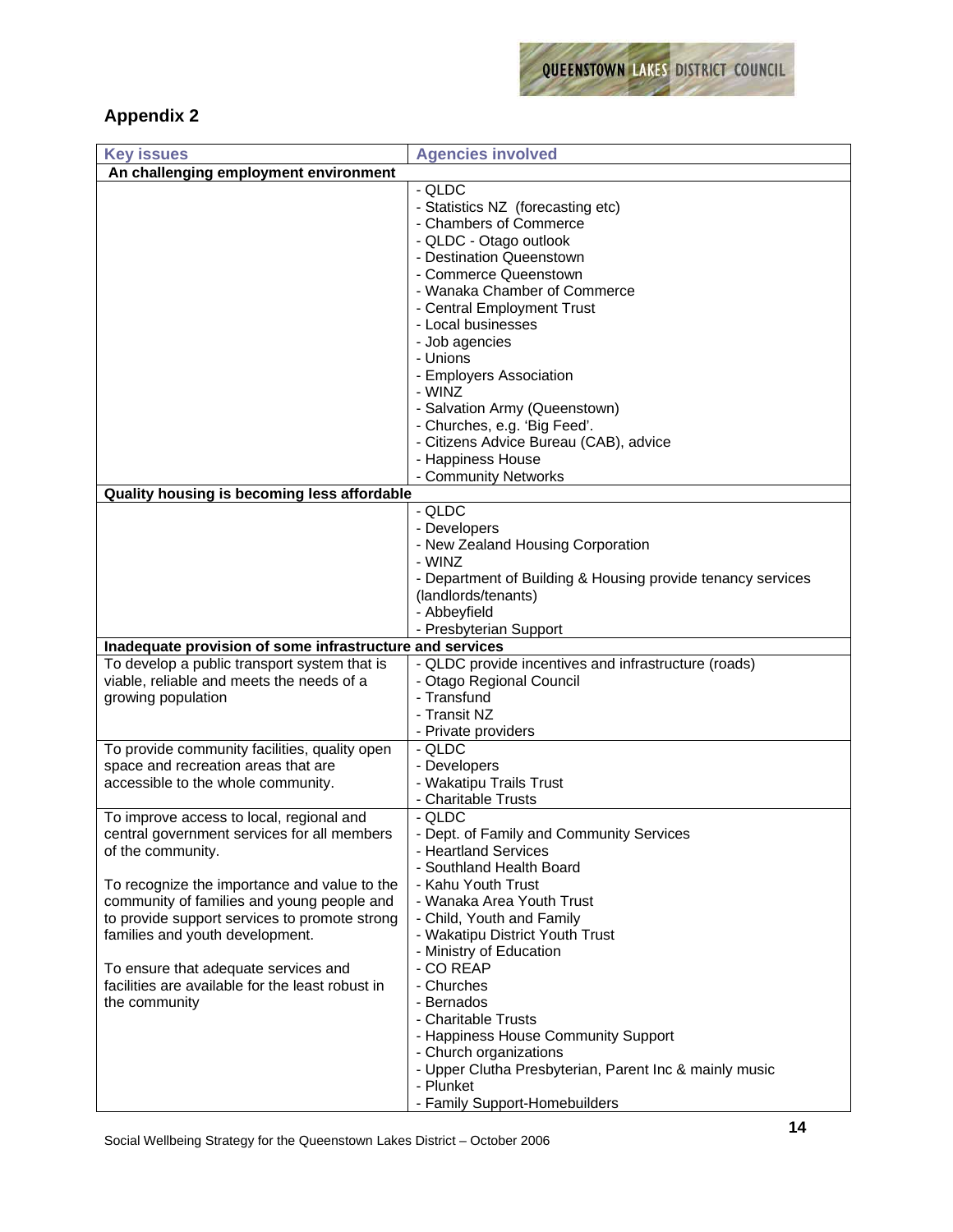## Appendix 2

| Key issues | Agencies involved |
|---|---|
| **An challenging employment environment** | |
| | - QLDC<br>- Statistics NZ (forecasting etc)<br>- Chambers of Commerce<br>- QLDC - Otago outlook<br>- Destination Queenstown<br>- Commerce Queenstown<br>- Wanaka Chamber of Commerce<br>- Central Employment Trust<br>- Local businesses<br>- Job agencies<br>- Unions<br>- Employers Association<br>- WINZ<br>- Salvation Army (Queenstown)<br>- Churches, e.g. 'Big Feed'.<br>- Citizens Advice Bureau (CAB), advice<br>- Happiness House<br>- Community Networks |
| **Quality housing is becoming less affordable** | |
| | - QLDC<br>- Developers<br>- New Zealand Housing Corporation<br>- WINZ<br>- Department of Building & Housing provide tenancy services (landlords/tenants)<br>- Abbeyfield<br>- Presbyterian Support |
| **Inadequate provision of some infrastructure and services** | |
| To develop a public transport system that is viable, reliable and meets the needs of a growing population | - QLDC provide incentives and infrastructure (roads)<br>- Otago Regional Council<br>- Transfund<br>- Transit NZ<br>- Private providers |
| To provide community facilities, quality open space and recreation areas that are accessible to the whole community. | - QLDC<br>- Developers<br>- Wakatipu Trails Trust<br>- Charitable Trusts |
| To improve access to local, regional and central government services for all members of the community.<br><br>To recognize the importance and value to the community of families and young people and to provide support services to promote strong families and youth development.<br><br>To ensure that adequate services and facilities are available for the least robust in the community | - QLDC<br>- Dept. of Family and Community Services<br>- Heartland Services<br>- Southland Health Board<br>- Kahu Youth Trust<br>- Wanaka Area Youth Trust<br>- Child, Youth and Family<br>- Wakatipu District Youth Trust<br>- Ministry of Education<br>- CO REAP<br>- Churches<br>- Bernados<br>- Charitable Trusts<br>- Happiness House Community Support<br>- Church organizations<br>- Upper Clutha Presbyterian, Parent Inc & mainly music<br>- Plunket<br>- Family Support-Homebuilders |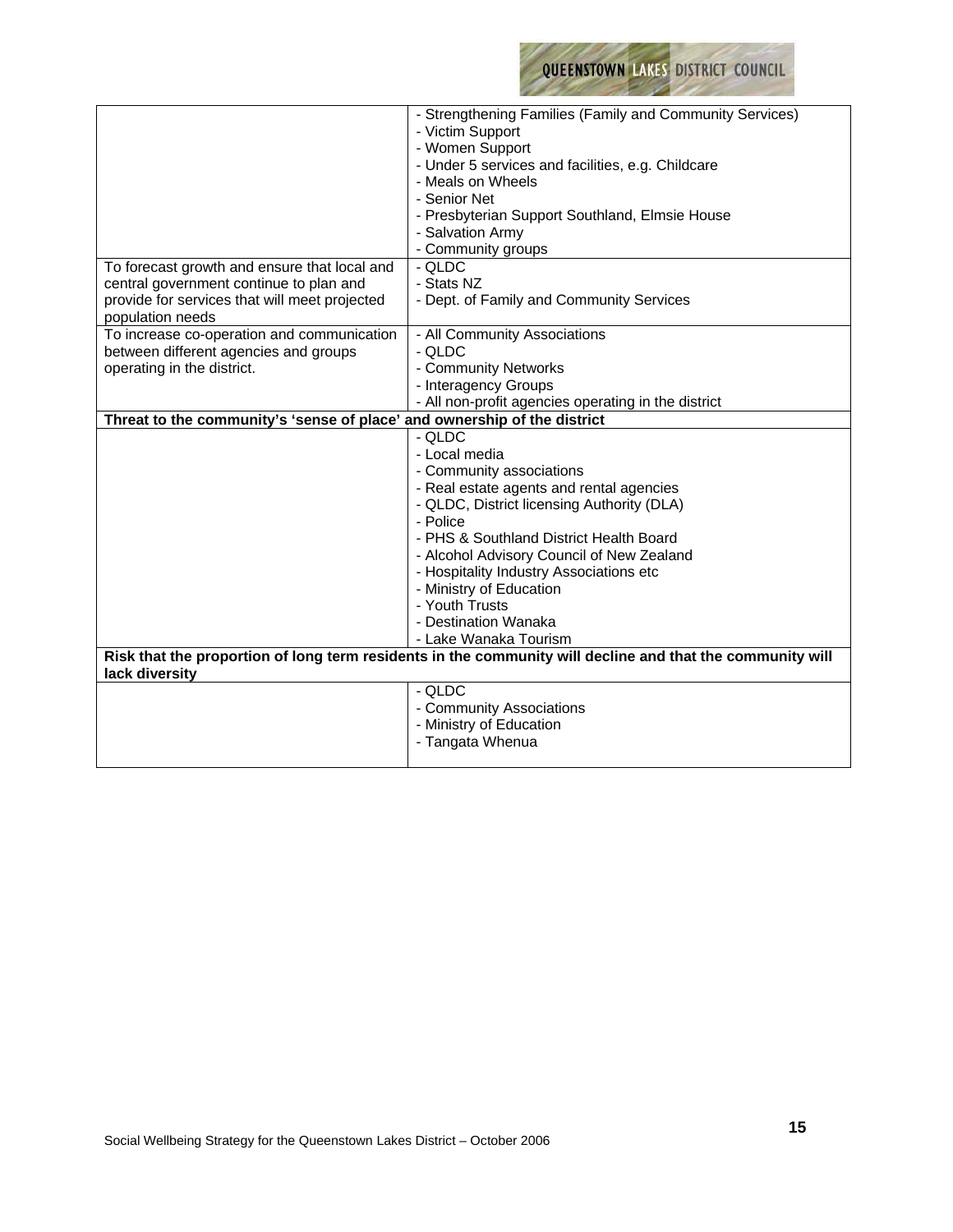| | |
|---|---|
| | - Strengthening Families (Family and Community Services)<br>- Victim Support<br>- Women Support<br>- Under 5 services and facilities, e.g. Childcare<br>- Meals on Wheels<br>- Senior Net<br>- Presbyterian Support Southland, Elmsie House<br>- Salvation Army<br>- Community groups |
| To forecast growth and ensure that local and central government continue to plan and provide for services that will meet projected population needs | - QLDC<br>- Stats NZ<br>- Dept. of Family and Community Services |
| To increase co-operation and communication between different agencies and groups operating in the district. | - All Community Associations<br>- QLDC<br>- Community Networks<br>- Interagency Groups<br>- All non-profit agencies operating in the district |
| **Threat to the community's 'sense of place' and ownership of the district** | |
| | - QLDC<br>- Local media<br>- Community associations<br>- Real estate agents and rental agencies<br>- QLDC, District licensing Authority (DLA)<br>- Police<br>- PHS & Southland District Health Board<br>- Alcohol Advisory Council of New Zealand<br>- Hospitality Industry Associations etc<br>- Ministry of Education<br>- Youth Trusts<br>- Destination Wanaka<br>- Lake Wanaka Tourism |
| **Risk that the proportion of long term residents in the community will decline and that the community will lack diversity** | |
| | - QLDC<br>- Community Associations<br>- Ministry of Education<br>- Tangata Whenua |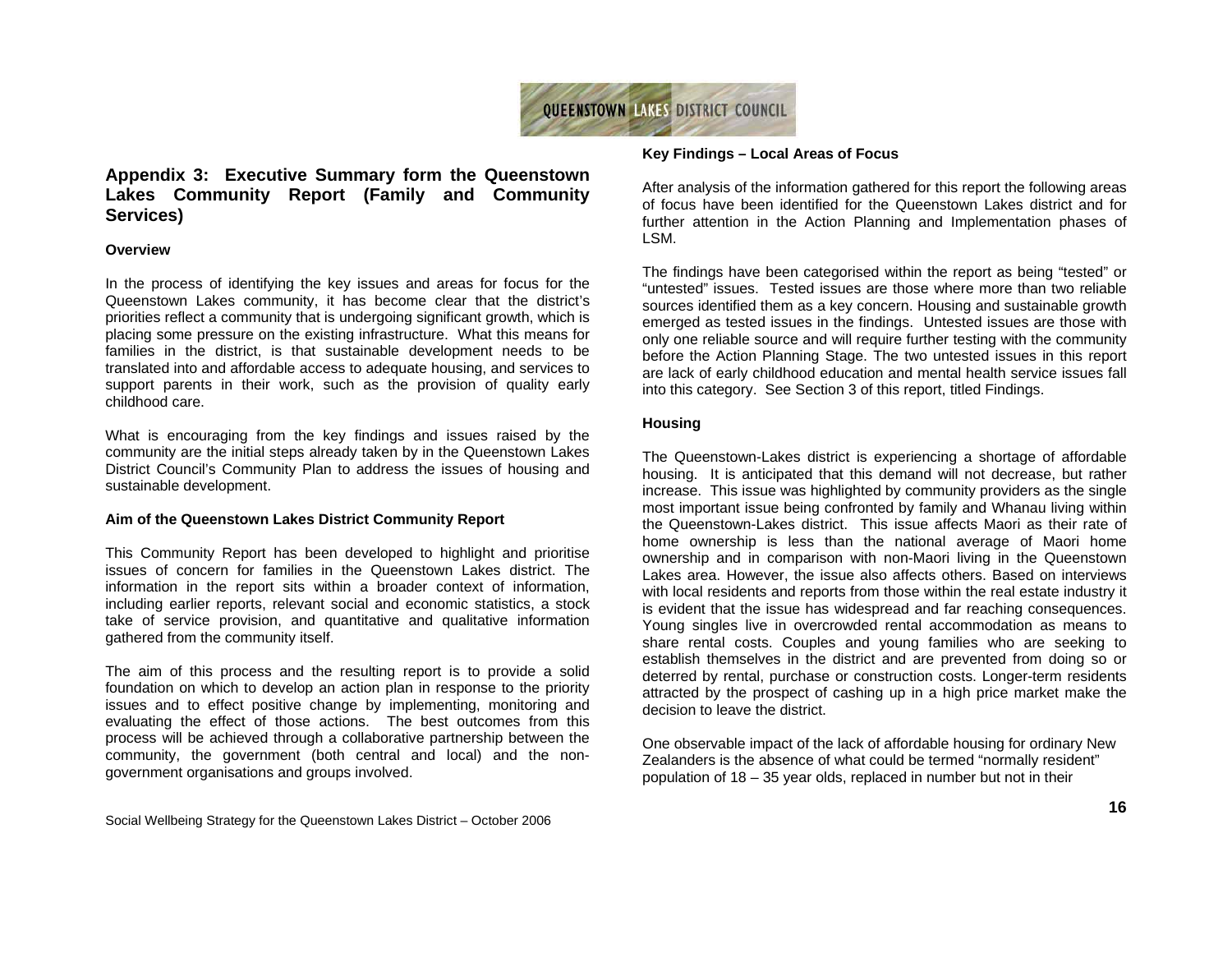## Appendix 3: Executive Summary form the Queenstown Lakes Community Report (Family and Community Services)

**Overview**

In the process of identifying the key issues and areas for focus for the Queenstown Lakes community, it has become clear that the district's priorities reflect a community that is undergoing significant growth, which is placing some pressure on the existing infrastructure. What this means for families in the district, is that sustainable development needs to be translated into and affordable access to adequate housing, and services to support parents in their work, such as the provision of quality early childhood care.

What is encouraging from the key findings and issues raised by the community are the initial steps already taken by in the Queenstown Lakes District Council's Community Plan to address the issues of housing and sustainable development.

**Aim of the Queenstown Lakes District Community Report**

This Community Report has been developed to highlight and prioritise issues of concern for families in the Queenstown Lakes district. The information in the report sits within a broader context of information, including earlier reports, relevant social and economic statistics, a stock take of service provision, and quantitative and qualitative information gathered from the community itself.

The aim of this process and the resulting report is to provide a solid foundation on which to develop an action plan in response to the priority issues and to effect positive change by implementing, monitoring and evaluating the effect of those actions. The best outcomes from this process will be achieved through a collaborative partnership between the community, the government (both central and local) and the non-government organisations and groups involved.

**Key Findings – Local Areas of Focus**

After analysis of the information gathered for this report the following areas of focus have been identified for the Queenstown Lakes district and for further attention in the Action Planning and Implementation phases of LSM.

The findings have been categorised within the report as being "tested" or "untested" issues. Tested issues are those where more than two reliable sources identified them as a key concern. Housing and sustainable growth emerged as tested issues in the findings. Untested issues are those with only one reliable source and will require further testing with the community before the Action Planning Stage. The two untested issues in this report are lack of early childhood education and mental health service issues fall into this category. See Section 3 of this report, titled Findings.

**Housing**

The Queenstown-Lakes district is experiencing a shortage of affordable housing. It is anticipated that this demand will not decrease, but rather increase. This issue was highlighted by community providers as the single most important issue being confronted by family and Whanau living within the Queenstown-Lakes district. This issue affects Maori as their rate of home ownership is less than the national average of Maori home ownership and in comparison with non-Maori living in the Queenstown Lakes area. However, the issue also affects others. Based on interviews with local residents and reports from those within the real estate industry it is evident that the issue has widespread and far reaching consequences. Young singles live in overcrowded rental accommodation as means to share rental costs. Couples and young families who are seeking to establish themselves in the district and are prevented from doing so or deterred by rental, purchase or construction costs. Longer-term residents attracted by the prospect of cashing up in a high price market make the decision to leave the district.

One observable impact of the lack of affordable housing for ordinary New Zealanders is the absence of what could be termed "normally resident" population of 18 – 35 year olds, replaced in number but not in their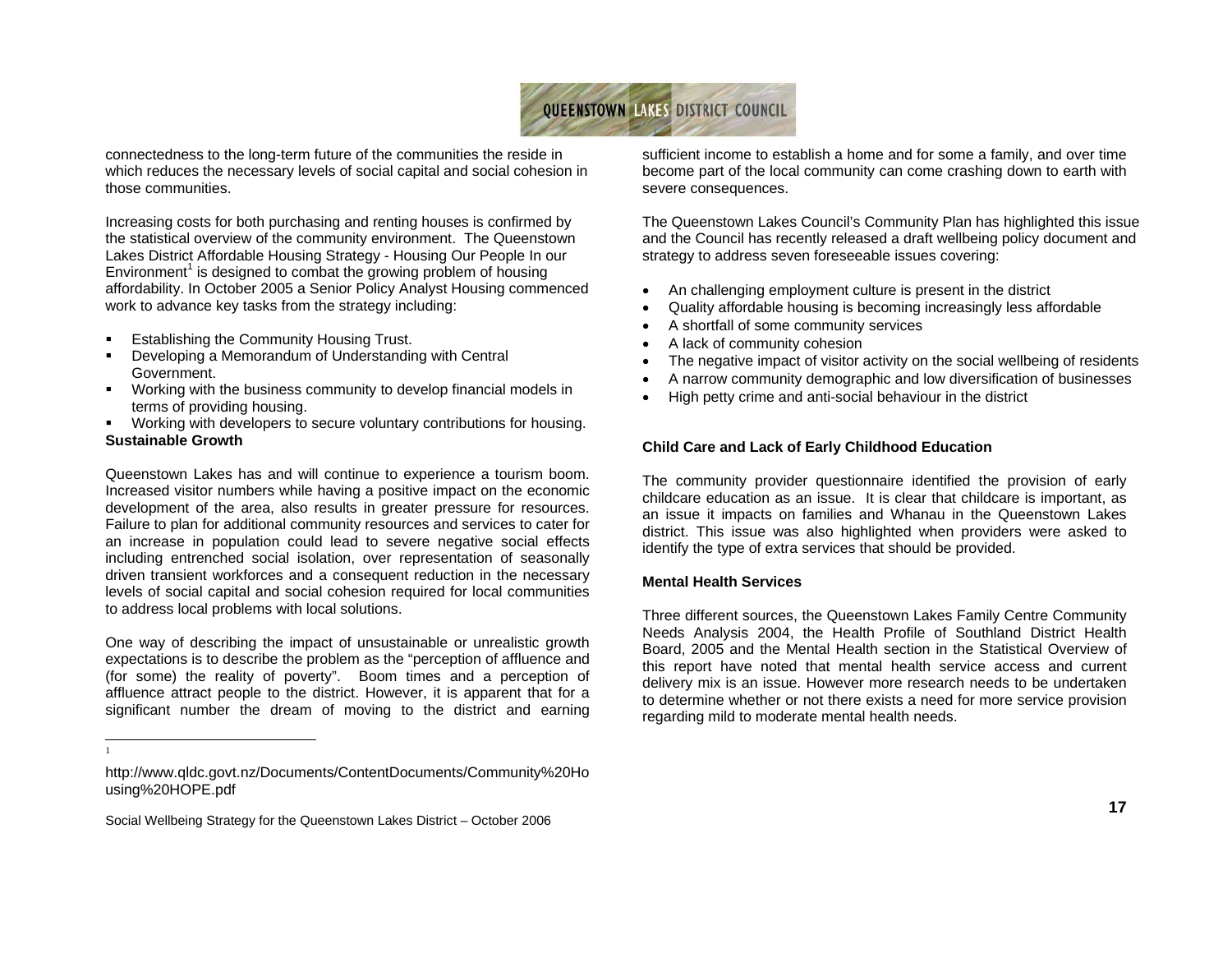connectedness to the long-term future of the communities the reside in which reduces the necessary levels of social capital and social cohesion in those communities.

Increasing costs for both purchasing and renting houses is confirmed by the statistical overview of the community environment. The Queenstown Lakes District Affordable Housing Strategy - Housing Our People In our Environment[1] is designed to combat the growing problem of housing affordability. In October 2005 a Senior Policy Analyst Housing commenced work to advance key tasks from the strategy including:

- Establishing the Community Housing Trust.
- Developing a Memorandum of Understanding with Central Government.
- Working with the business community to develop financial models in terms of providing housing.
- Working with developers to secure voluntary contributions for housing.

**Sustainable Growth**

Queenstown Lakes has and will continue to experience a tourism boom. Increased visitor numbers while having a positive impact on the economic development of the area, also results in greater pressure for resources. Failure to plan for additional community resources and services to cater for an increase in population could lead to severe negative social effects including entrenched social isolation, over representation of seasonally driven transient workforces and a consequent reduction in the necessary levels of social capital and social cohesion required for local communities to address local problems with local solutions.

One way of describing the impact of unsustainable or unrealistic growth expectations is to describe the problem as the "perception of affluence and (for some) the reality of poverty". Boom times and a perception of affluence attract people to the district. However, it is apparent that for a significant number the dream of moving to the district and earning sufficient income to establish a home and for some a family, and over time become part of the local community can come crashing down to earth with severe consequences.

The Queenstown Lakes Council's Community Plan has highlighted this issue and the Council has recently released a draft wellbeing policy document and strategy to address seven foreseeable issues covering:

- An challenging employment culture is present in the district
- Quality affordable housing is becoming increasingly less affordable
- A shortfall of some community services
- A lack of community cohesion
- The negative impact of visitor activity on the social wellbeing of residents
- A narrow community demographic and low diversification of businesses
- High petty crime and anti-social behaviour in the district

**Child Care and Lack of Early Childhood Education**

The community provider questionnaire identified the provision of early childcare education as an issue. It is clear that childcare is important, as an issue it impacts on families and Whanau in the Queenstown Lakes district. This issue was also highlighted when providers were asked to identify the type of extra services that should be provided.

**Mental Health Services**

Three different sources, the Queenstown Lakes Family Centre Community Needs Analysis 2004, the Health Profile of Southland District Health Board, 2005 and the Mental Health section in the Statistical Overview of this report have noted that mental health service access and current delivery mix is an issue. However more research needs to be undertaken to determine whether or not there exists a need for more service provision regarding mild to moderate mental health needs.

---

[1] http://www.qldc.govt.nz/Documents/ContentDocuments/Community%20Housing%20HOPE.pdf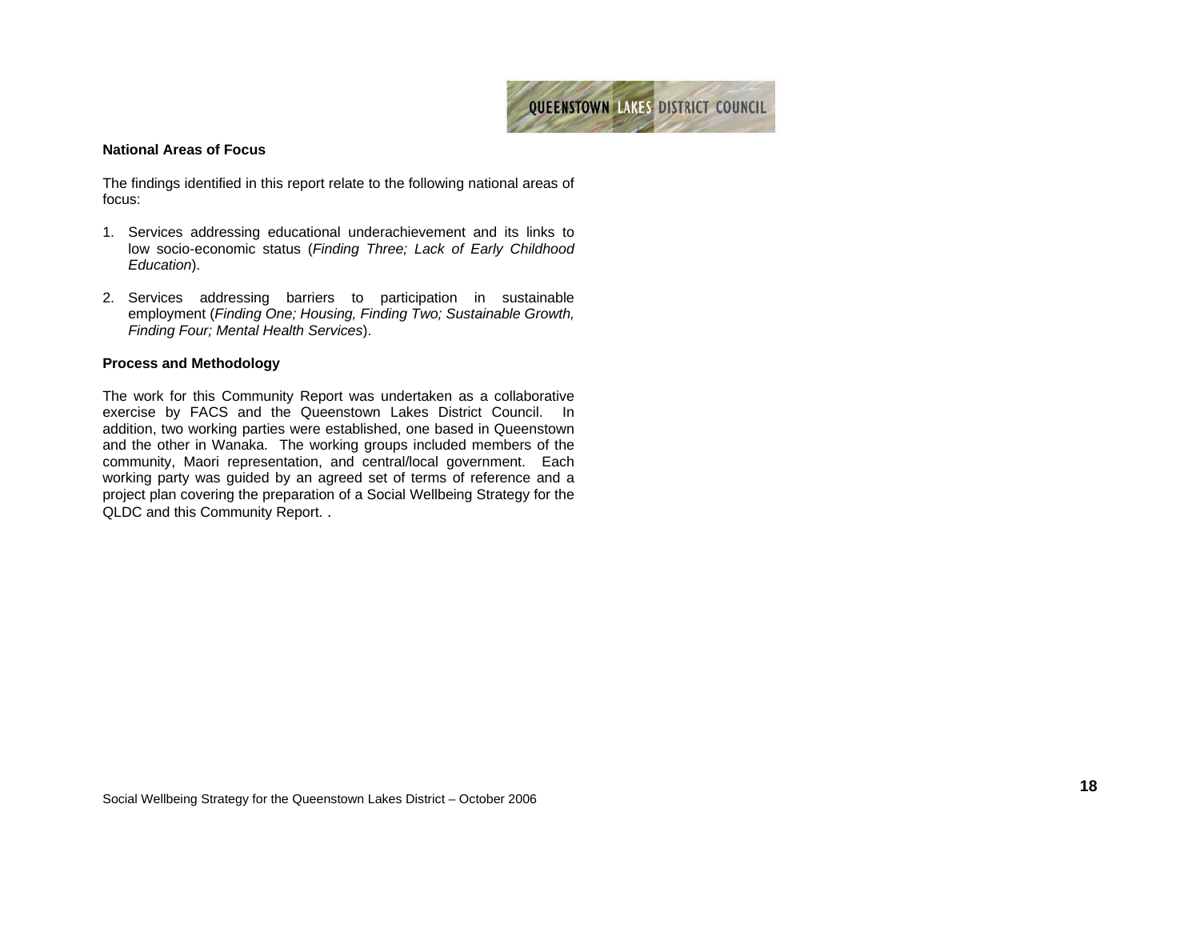**National Areas of Focus**

The findings identified in this report relate to the following national areas of focus:

1. Services addressing educational underachievement and its links to low socio-economic status (*Finding Three; Lack of Early Childhood Education*).

2. Services addressing barriers to participation in sustainable employment (*Finding One; Housing, Finding Two; Sustainable Growth, Finding Four; Mental Health Services*).

**Process and Methodology**

The work for this Community Report was undertaken as a collaborative exercise by FACS and the Queenstown Lakes District Council. In addition, two working parties were established, one based in Queenstown and the other in Wanaka. The working groups included members of the community, Maori representation, and central/local government. Each working party was guided by an agreed set of terms of reference and a project plan covering the preparation of a Social Wellbeing Strategy for the QLDC and this Community Report. .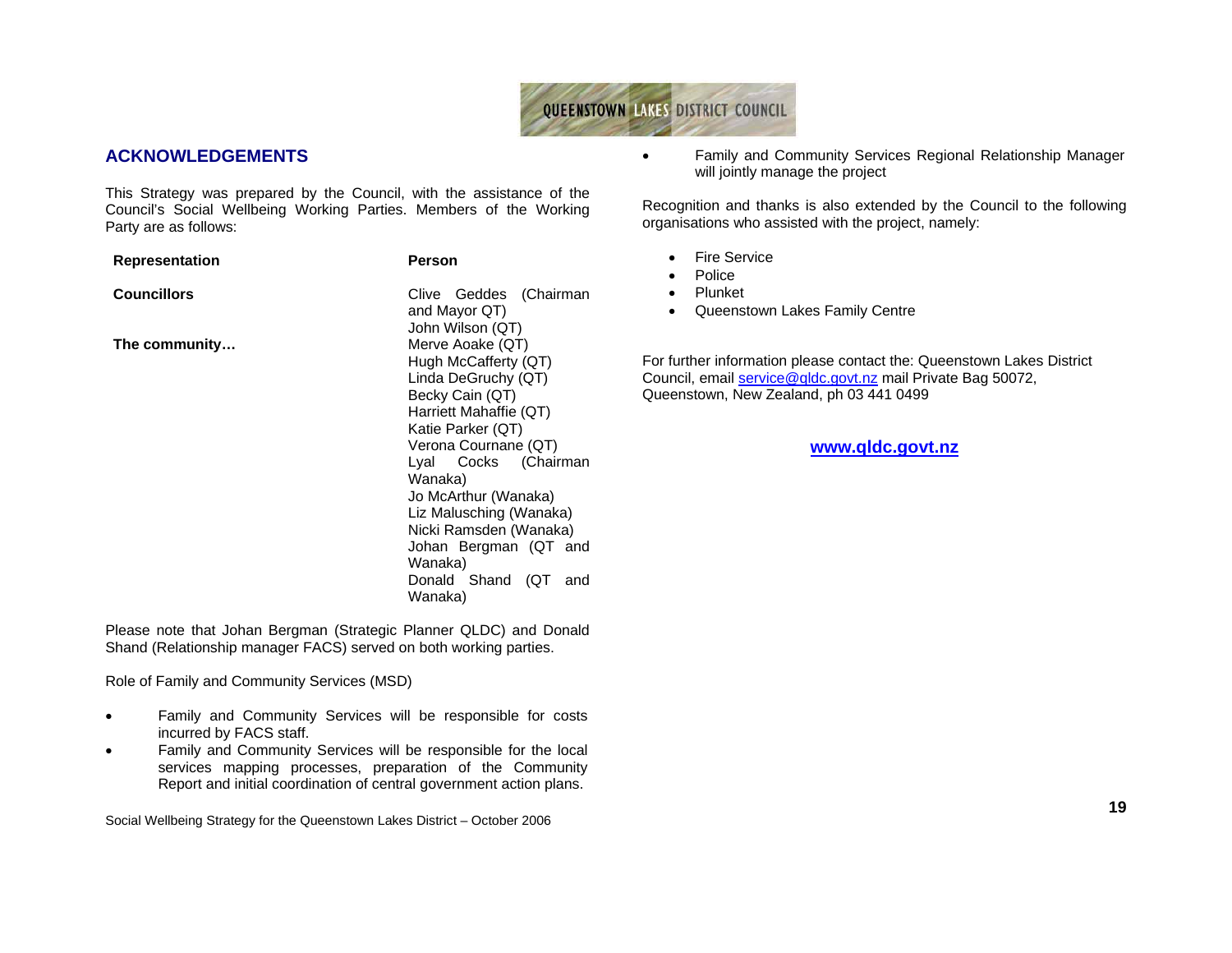## ACKNOWLEDGEMENTS

This Strategy was prepared by the Council, with the assistance of the Council's Social Wellbeing Working Parties. Members of the Working Party are as follows:

| Representation | Person |
|---|---|
| **Councillors** | Clive Geddes (Chairman and Mayor QT)<br>John Wilson (QT) |
| **The community…** | Merve Aoake (QT)<br>Hugh McCafferty (QT)<br>Linda DeGruchy (QT)<br>Becky Cain (QT)<br>Harriett Mahaffie (QT)<br>Katie Parker (QT)<br>Verona Cournane (QT)<br>Lyal Cocks (Chairman Wanaka)<br>Jo McArthur (Wanaka)<br>Liz Malusching (Wanaka)<br>Nicki Ramsden (Wanaka)<br>Johan Bergman (QT and Wanaka)<br>Donald Shand (QT and Wanaka) |

Please note that Johan Bergman (Strategic Planner QLDC) and Donald Shand (Relationship manager FACS) served on both working parties.

Role of Family and Community Services (MSD)

- Family and Community Services will be responsible for costs incurred by FACS staff.
- Family and Community Services will be responsible for the local services mapping processes, preparation of the Community Report and initial coordination of central government action plans.
- Family and Community Services Regional Relationship Manager will jointly manage the project

Recognition and thanks is also extended by the Council to the following organisations who assisted with the project, namely:

- Fire Service
- Police
- Plunket
- Queenstown Lakes Family Centre

For further information please contact the: Queenstown Lakes District Council, email service@qldc.govt.nz mail Private Bag 50072, Queenstown, New Zealand, ph 03 441 0499

**www.qldc.govt.nz**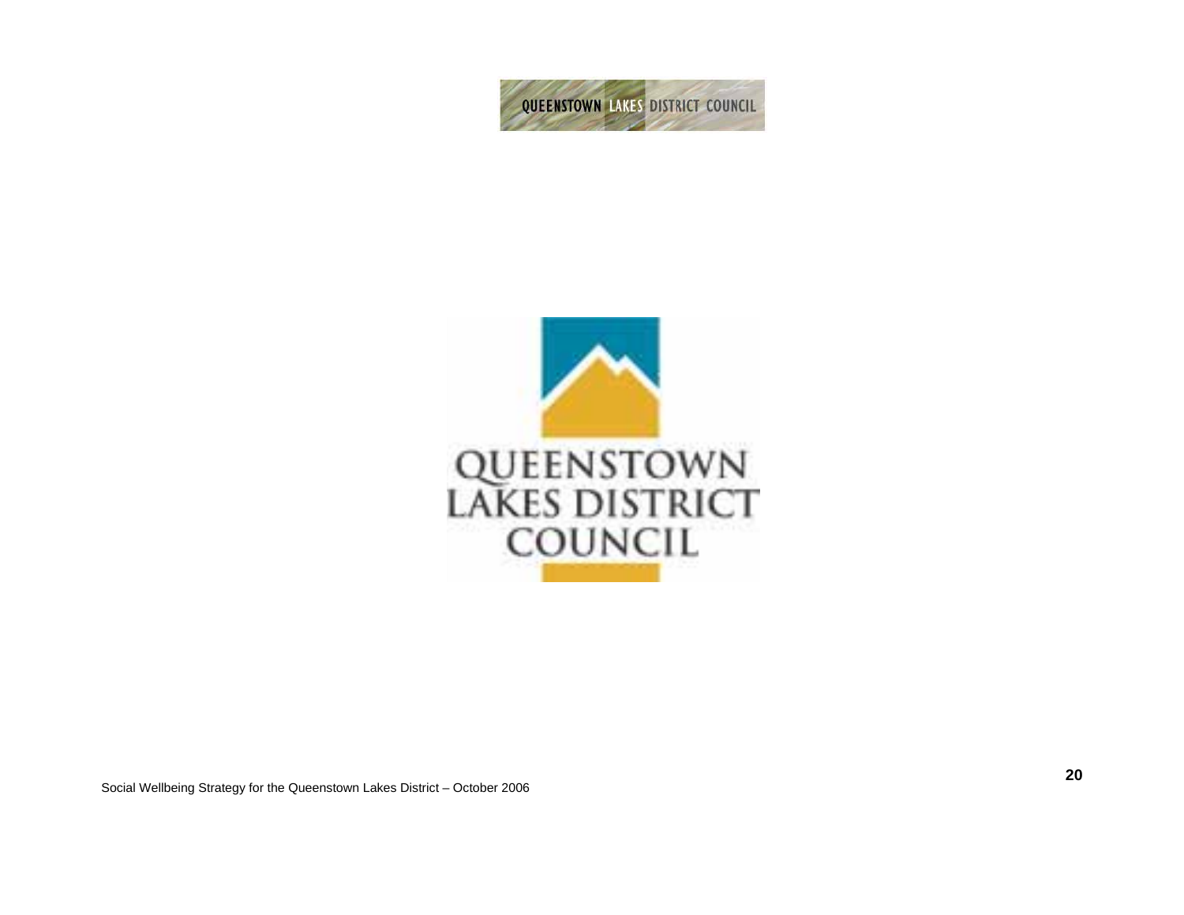QUEENSTOWN
LAKES DISTRICT
COUNCIL